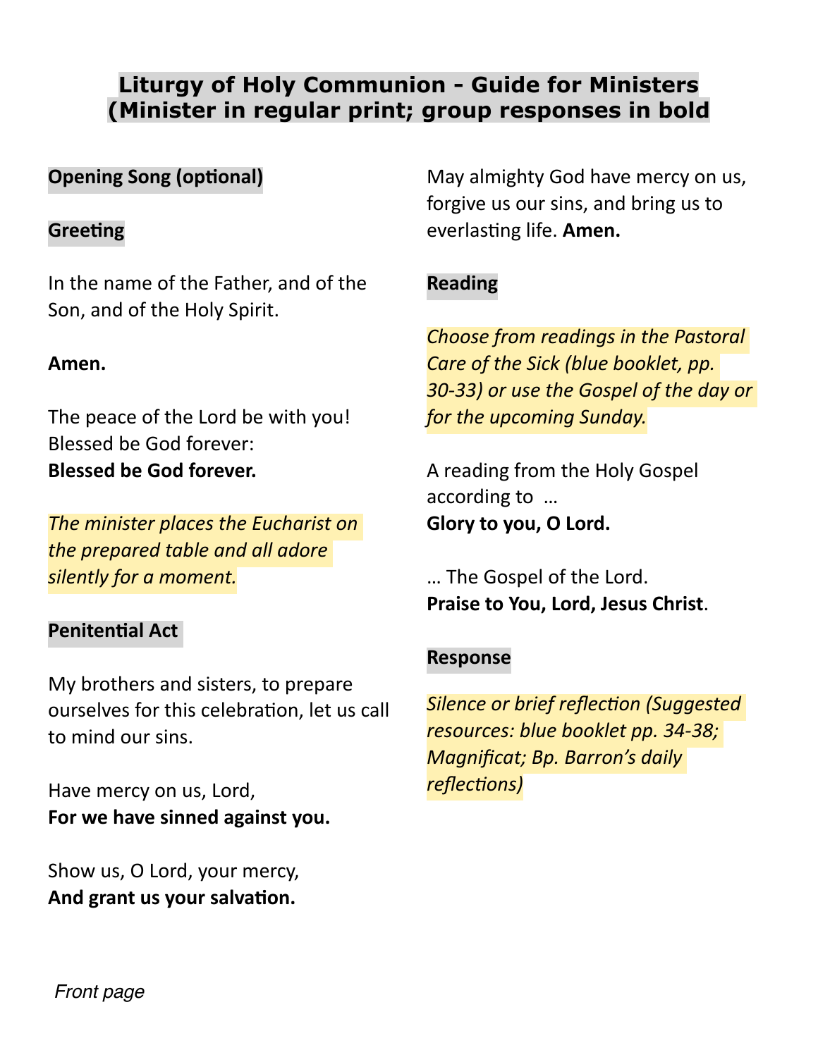# Liturgy of Holy Communion - Guide for Ministers (Minister in regular print; group responses in bold

## Opening Song (optional)

## Greeting

In the name of the Father, and of the Son, and of the Holy Spirit.

**Amen.**

The peace of the Lord be with you! Blessed be God forever:
**Blessed be God forever.**

*The minister places the Eucharist on the prepared table and all adore silently for a moment.*

## Penitential Act

My brothers and sisters, to prepare ourselves for this celebration, let us call to mind our sins.

Have mercy on us, Lord,
**For we have sinned against you.**

Show us, O Lord, your mercy,
**And grant us your salvation.**

May almighty God have mercy on us, forgive us our sins, and bring us to everlasting life. **Amen.**

## Reading

*Choose from readings in the Pastoral Care of the Sick (blue booklet, pp. 30-33) or use the Gospel of the day or for the upcoming Sunday.*

A reading from the Holy Gospel according to …
**Glory to you, O Lord.**

… The Gospel of the Lord.
**Praise to You, Lord, Jesus Christ**.

## Response

*Silence or brief reflection (Suggested resources: blue booklet pp. 34-38; Magnificat; Bp. Barron's daily reflections)*

*Front page*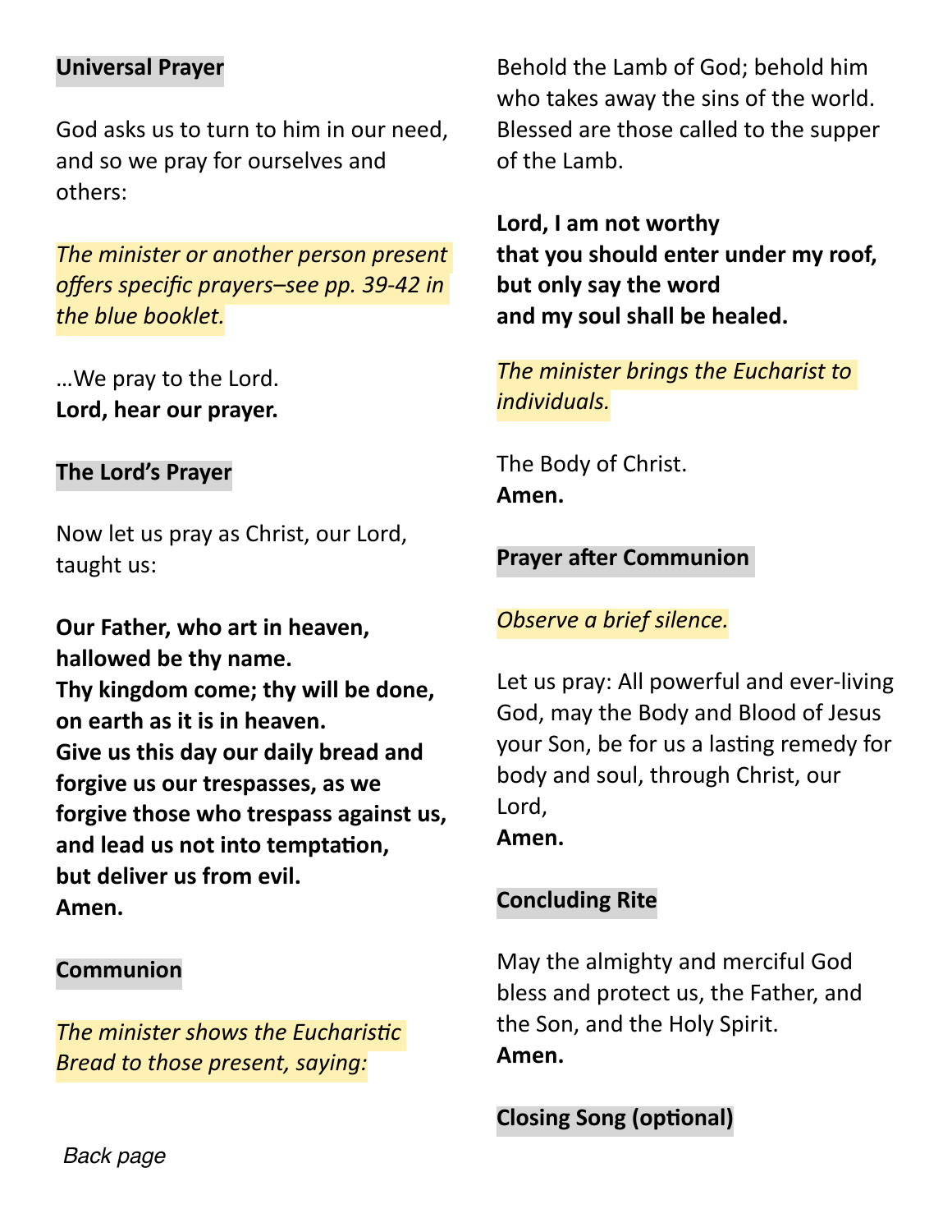## Universal Prayer

God asks us to turn to him in our need, and so we pray for ourselves and others:

*The minister or another person present offers specific prayers–see pp. 39-42 in the blue booklet.*

…We pray to the Lord.
**Lord, hear our prayer.**

## The Lord's Prayer

Now let us pray as Christ, our Lord, taught us:

**Our Father, who art in heaven,**
**hallowed be thy name.**
**Thy kingdom come; thy will be done,**
**on earth as it is in heaven.**
**Give us this day our daily bread and forgive us our trespasses, as we forgive those who trespass against us,**
**and lead us not into temptation,**
**but deliver us from evil.**
**Amen.**

## Communion

*The minister shows the Eucharistic Bread to those present, saying:*

Behold the Lamb of God; behold him who takes away the sins of the world. Blessed are those called to the supper of the Lamb.

**Lord, I am not worthy**
**that you should enter under my roof,**
**but only say the word**
**and my soul shall be healed.**

*The minister brings the Eucharist to individuals.*

The Body of Christ.
**Amen.**

## Prayer after Communion

*Observe a brief silence.*

Let us pray: All powerful and ever-living God, may the Body and Blood of Jesus your Son, be for us a lasting remedy for body and soul, through Christ, our Lord,
**Amen.**

## Concluding Rite

May the almighty and merciful God bless and protect us, the Father, and the Son, and the Holy Spirit.
**Amen.**

## Closing Song (optional)

*Back page*